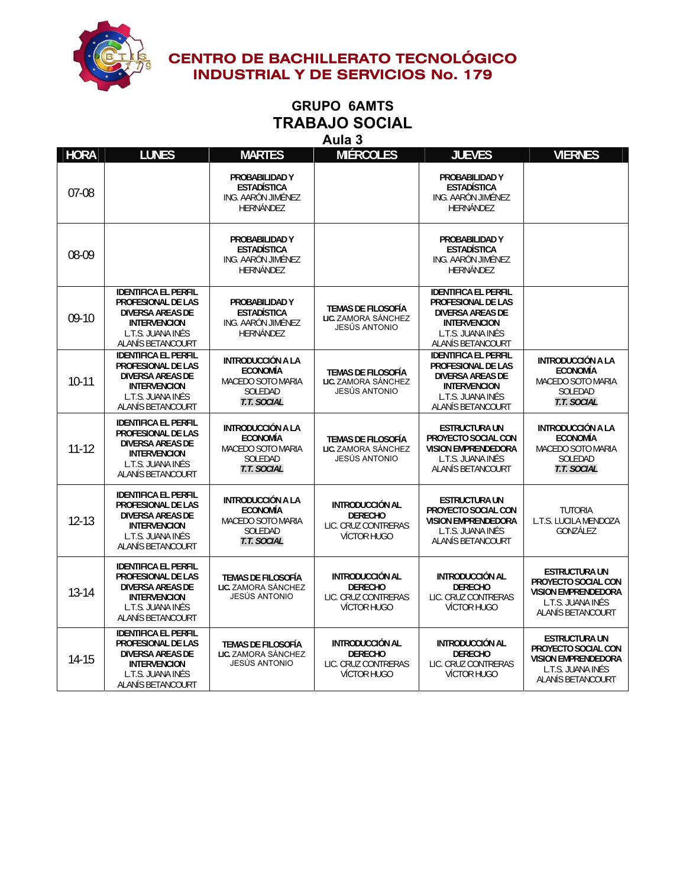# CENTRO DE BACHILLERATO TECNOLÓGICO INDUSTRIAL Y DE SERVICIOS No. 179

## GRUPO 6AMTS
## TRABAJO SOCIAL
### Aula 3

| HORA | LUNES | MARTES | MIÉRCOLES | JUEVES | VIERNES |
|---|---|---|---|---|---|
| 07-08 | | **PROBABILIDAD Y ESTADÍSTICA** ING. AARÓN JIMÉNEZ HERNÁNDEZ | | **PROBABILIDAD Y ESTADÍSTICA** ING. AARÓN JIMÉNEZ HERNÁNDEZ | |
| 08-09 | | **PROBABILIDAD Y ESTADÍSTICA** ING. AARÓN JIMÉNEZ HERNÁNDEZ | | **PROBABILIDAD Y ESTADÍSTICA** ING. AARÓN JIMÉNEZ HERNÁNDEZ | |
| 09-10 | **IDENTIFICA EL PERFIL PROFESIONAL DE LAS DIVERSA AREAS DE INTERVENCION** L.T.S. JUANA INÉS ALANÍS BETANCOURT | **PROBABILIDAD Y ESTADÍSTICA** ING. AARÓN JIMÉNEZ HERNÁNDEZ | **TEMAS DE FILOSOFÍA** **LIC.** ZAMORA SÁNCHEZ JESÚS ANTONIO | **IDENTIFICA EL PERFIL PROFESIONAL DE LAS DIVERSA AREAS DE INTERVENCION** L.T.S. JUANA INÉS ALANÍS BETANCOURT | |
| 10-11 | **IDENTIFICA EL PERFIL PROFESIONAL DE LAS DIVERSA AREAS DE INTERVENCION** L.T.S. JUANA INÉS ALANÍS BETANCOURT | **INTRODUCCIÓN A LA ECONOMÍA** MACEDO SOTO MARIA SOLEDAD ***T.T. SOCIAL*** | **TEMAS DE FILOSOFÍA** **LIC.** ZAMORA SÁNCHEZ JESÚS ANTONIO | **IDENTIFICA EL PERFIL PROFESIONAL DE LAS DIVERSA AREAS DE INTERVENCION** L.T.S. JUANA INÉS ALANÍS BETANCOURT | **INTRODUCCIÓN A LA ECONOMÍA** MACEDO SOTO MARIA SOLEDAD ***T.T. SOCIAL*** |
| 11-12 | **IDENTIFICA EL PERFIL PROFESIONAL DE LAS DIVERSA AREAS DE INTERVENCION** L.T.S. JUANA INÉS ALANÍS BETANCOURT | **INTRODUCCIÓN A LA ECONOMÍA** MACEDO SOTO MARIA SOLEDAD ***T.T. SOCIAL*** | **TEMAS DE FILOSOFÍA** **LIC.** ZAMORA SÁNCHEZ JESÚS ANTONIO | **ESTRUCTURA UN PROYECTO SOCIAL CON VISION EMPRENDEDORA** L.T.S. JUANA INÉS ALANÍS BETANCOURT | **INTRODUCCIÓN A LA ECONOMÍA** MACEDO SOTO MARIA SOLEDAD ***T.T. SOCIAL*** |
| 12-13 | **IDENTIFICA EL PERFIL PROFESIONAL DE LAS DIVERSA AREAS DE INTERVENCION** L.T.S. JUANA INÉS ALANÍS BETANCOURT | **INTRODUCCIÓN A LA ECONOMÍA** MACEDO SOTO MARIA SOLEDAD ***T.T. SOCIAL*** | **INTRODUCCIÓN AL DERECHO** LIC. CRUZ CONTRERAS VÍCTOR HUGO | **ESTRUCTURA UN PROYECTO SOCIAL CON VISION EMPRENDEDORA** L.T.S. JUANA INÉS ALANÍS BETANCOURT | TUTORIA L.T.S. LUCILA MENDOZA GONZÁLEZ |
| 13-14 | **IDENTIFICA EL PERFIL PROFESIONAL DE LAS DIVERSA AREAS DE INTERVENCION** L.T.S. JUANA INÉS ALANÍS BETANCOURT | **TEMAS DE FILOSOFÍA** **LIC.** ZAMORA SÁNCHEZ JESÚS ANTONIO | **INTRODUCCIÓN AL DERECHO** LIC. CRUZ CONTRERAS VÍCTOR HUGO | **INTRODUCCIÓN AL DERECHO** LIC. CRUZ CONTRERAS VÍCTOR HUGO | **ESTRUCTURA UN PROYECTO SOCIAL CON VISION EMPRENDEDORA** L.T.S. JUANA INÉS ALANÍS BETANCOURT |
| 14-15 | **IDENTIFICA EL PERFIL PROFESIONAL DE LAS DIVERSA AREAS DE INTERVENCION** L.T.S. JUANA INÉS ALANÍS BETANCOURT | **TEMAS DE FILOSOFÍA** **LIC.** ZAMORA SÁNCHEZ JESÚS ANTONIO | **INTRODUCCIÓN AL DERECHO** LIC. CRUZ CONTRERAS VÍCTOR HUGO | **INTRODUCCIÓN AL DERECHO** LIC. CRUZ CONTRERAS VÍCTOR HUGO | **ESTRUCTURA UN PROYECTO SOCIAL CON VISION EMPRENDEDORA** L.T.S. JUANA INÉS ALANÍS BETANCOURT |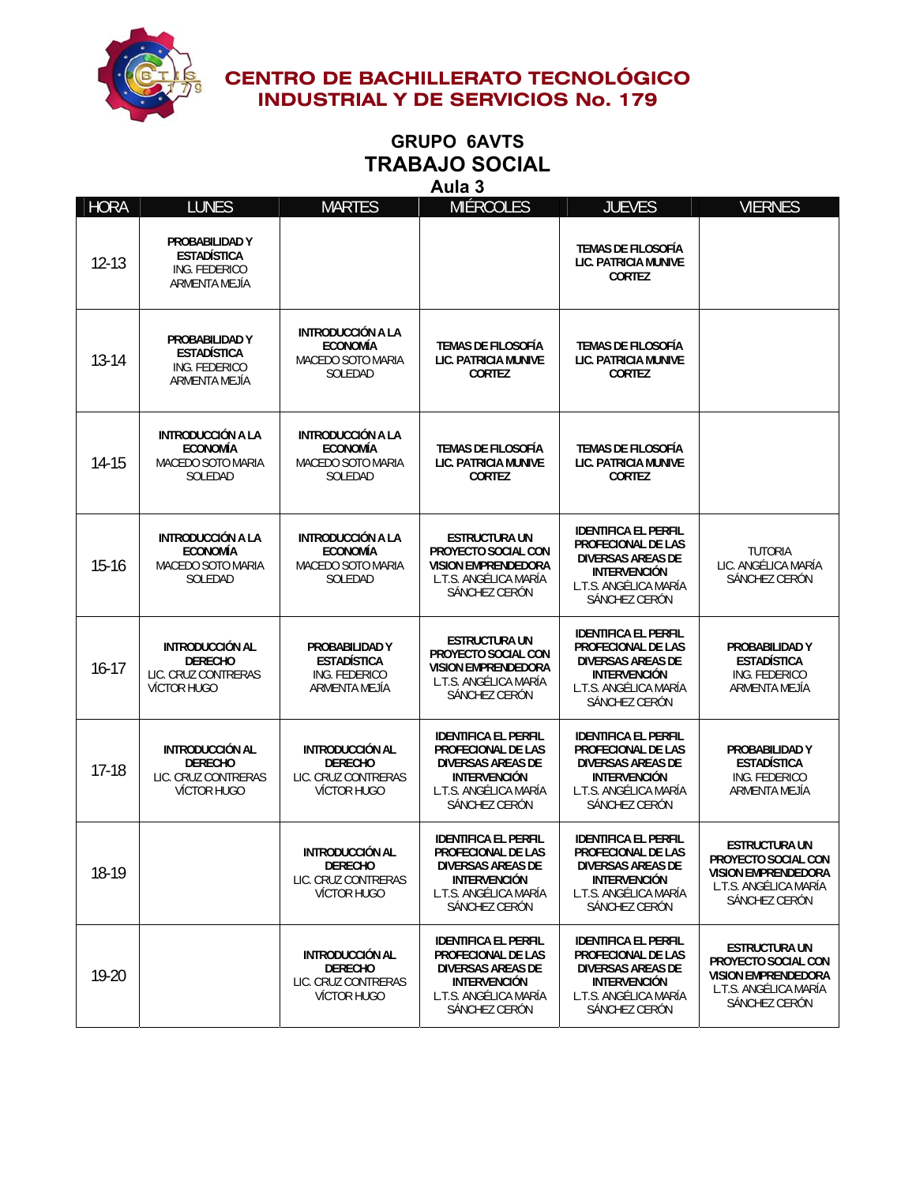# CENTRO DE BACHILLERATO TECNOLÓGICO INDUSTRIAL Y DE SERVICIOS No. 179

## GRUPO 6AVTS
## TRABAJO SOCIAL
### Aula 3

| HORA | LUNES | MARTES | MIÉRCOLES | JUEVES | VIERNES |
|---|---|---|---|---|---|
| 12-13 | **PROBABILIDAD Y ESTADÍSTICA** ING. FEDERICO ARMENTA MEJÍA | | | **TEMAS DE FILOSOFÍA LIC. PATRICIA MUNIVE CORTEZ** | |
| 13-14 | **PROBABILIDAD Y ESTADÍSTICA** ING. FEDERICO ARMENTA MEJÍA | **INTRODUCCIÓN A LA ECONOMÍA** MACEDO SOTO MARIA SOLEDAD | **TEMAS DE FILOSOFÍA LIC. PATRICIA MUNIVE CORTEZ** | **TEMAS DE FILOSOFÍA LIC. PATRICIA MUNIVE CORTEZ** | |
| 14-15 | **INTRODUCCIÓN A LA ECONOMÍA** MACEDO SOTO MARIA SOLEDAD | **INTRODUCCIÓN A LA ECONOMÍA** MACEDO SOTO MARIA SOLEDAD | **TEMAS DE FILOSOFÍA LIC. PATRICIA MUNIVE CORTEZ** | **TEMAS DE FILOSOFÍA LIC. PATRICIA MUNIVE CORTEZ** | |
| 15-16 | **INTRODUCCIÓN A LA ECONOMÍA** MACEDO SOTO MARIA SOLEDAD | **INTRODUCCIÓN A LA ECONOMÍA** MACEDO SOTO MARIA SOLEDAD | **ESTRUCTURA UN PROYECTO SOCIAL CON VISION EMPRENDEDORA** L.T.S. ANGÉLICA MARÍA SÁNCHEZ CERÓN | **IDENTIFICA EL PERFIL PROFECIONAL DE LAS DIVERSAS AREAS DE INTERVENCIÓN** L.T.S. ANGÉLICA MARÍA SÁNCHEZ CERÓN | TUTORIA LIC. ANGÉLICA MARÍA SÁNCHEZ CERÓN |
| 16-17 | **INTRODUCCIÓN AL DERECHO** LIC. CRUZ CONTRERAS VÍCTOR HUGO | **PROBABILIDAD Y ESTADÍSTICA** ING. FEDERICO ARMENTA MEJÍA | **ESTRUCTURA UN PROYECTO SOCIAL CON VISION EMPRENDEDORA** L.T.S. ANGÉLICA MARÍA SÁNCHEZ CERÓN | **IDENTIFICA EL PERFIL PROFECIONAL DE LAS DIVERSAS AREAS DE INTERVENCIÓN** L.T.S. ANGÉLICA MARÍA SÁNCHEZ CERÓN | **PROBABILIDAD Y ESTADÍSTICA** ING. FEDERICO ARMENTA MEJÍA |
| 17-18 | **INTRODUCCIÓN AL DERECHO** LIC. CRUZ CONTRERAS VÍCTOR HUGO | **INTRODUCCIÓN AL DERECHO** LIC. CRUZ CONTRERAS VÍCTOR HUGO | **IDENTIFICA EL PERFIL PROFECIONAL DE LAS DIVERSAS AREAS DE INTERVENCIÓN** L.T.S. ANGÉLICA MARÍA SÁNCHEZ CERÓN | **IDENTIFICA EL PERFIL PROFECIONAL DE LAS DIVERSAS AREAS DE INTERVENCIÓN** L.T.S. ANGÉLICA MARÍA SÁNCHEZ CERÓN | **PROBABILIDAD Y ESTADÍSTICA** ING. FEDERICO ARMENTA MEJÍA |
| 18-19 | | **INTRODUCCIÓN AL DERECHO** LIC. CRUZ CONTRERAS VÍCTOR HUGO | **IDENTIFICA EL PERFIL PROFECIONAL DE LAS DIVERSAS AREAS DE INTERVENCIÓN** L.T.S. ANGÉLICA MARÍA SÁNCHEZ CERÓN | **IDENTIFICA EL PERFIL PROFECIONAL DE LAS DIVERSAS AREAS DE INTERVENCIÓN** L.T.S. ANGÉLICA MARÍA SÁNCHEZ CERÓN | **ESTRUCTURA UN PROYECTO SOCIAL CON VISION EMPRENDEDORA** L.T.S. ANGÉLICA MARÍA SÁNCHEZ CERÓN |
| 19-20 | | **INTRODUCCIÓN AL DERECHO** LIC. CRUZ CONTRERAS VÍCTOR HUGO | **IDENTIFICA EL PERFIL PROFECIONAL DE LAS DIVERSAS AREAS DE INTERVENCIÓN** L.T.S. ANGÉLICA MARÍA SÁNCHEZ CERÓN | **IDENTIFICA EL PERFIL PROFECIONAL DE LAS DIVERSAS AREAS DE INTERVENCIÓN** L.T.S. ANGÉLICA MARÍA SÁNCHEZ CERÓN | **ESTRUCTURA UN PROYECTO SOCIAL CON VISION EMPRENDEDORA** L.T.S. ANGÉLICA MARÍA SÁNCHEZ CERÓN |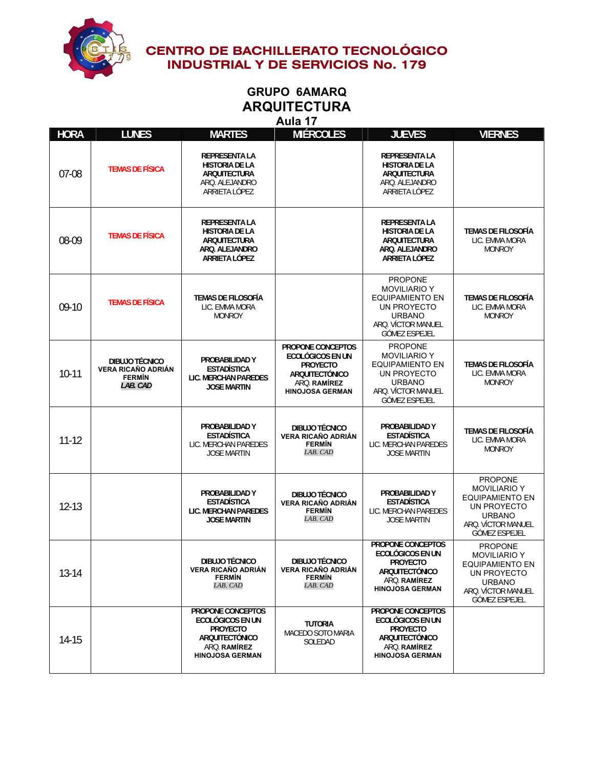# CENTRO DE BACHILLERATO TECNOLÓGICO INDUSTRIAL Y DE SERVICIOS No. 179

## GRUPO 6AMARQ
## ARQUITECTURA
### Aula 17

| HORA | LUNES | MARTES | MIÉRCOLES | JUEVES | VIERNES |
|---|---|---|---|---|---|
| 07-08 | TEMAS DE FÍSICA | REPRESENTA LA HISTORIA DE LA ARQUITECTURA ARQ. ALEJANDRO ARRIETA LÓPEZ | | REPRESENTA LA HISTORIA DE LA ARQUITECTURA ARQ. ALEJANDRO ARRIETA LÓPEZ | |
| 08-09 | TEMAS DE FÍSICA | REPRESENTA LA HISTORIA DE LA ARQUITECTURA ARQ. ALEJANDRO ARRIETA LÓPEZ | | REPRESENTA LA HISTORIA DE LA ARQUITECTURA ARQ. ALEJANDRO ARRIETA LÓPEZ | TEMAS DE FILOSOFÍA LIC. EMMA MORA MONROY |
| 09-10 | TEMAS DE FÍSICA | TEMAS DE FILOSOFÍA LIC. EMMA MORA MONROY | | PROPONE MOVILIARIO Y EQUIPAMIENTO EN UN PROYECTO URBANO ARQ. VÍCTOR MANUEL GÓMEZ ESPEJEL | TEMAS DE FILOSOFÍA LIC. EMMA MORA MONROY |
| 10-11 | DIBUJO TÉCNICO VERA RICAÑO ADRIÁN FERMÍN *LAB. CAD* | PROBABILIDAD Y ESTADÍSTICA LIC. MERCHAN PAREDES JOSE MARTIN | PROPONE CONCEPTOS ECOLÓGICOS EN UN PROYECTO ARQUITECTÓNICO ARQ. RAMÍREZ HINOJOSA GERMAN | PROPONE MOVILIARIO Y EQUIPAMIENTO EN UN PROYECTO URBANO ARQ. VÍCTOR MANUEL GÓMEZ ESPEJEL | TEMAS DE FILOSOFÍA LIC. EMMA MORA MONROY |
| 11-12 | | PROBABILIDAD Y ESTADÍSTICA LIC. MERCHAN PAREDES JOSE MARTIN | DIBUJO TÉCNICO VERA RICAÑO ADRIÁN FERMÍN *LAB. CAD* | PROBABILIDAD Y ESTADÍSTICA LIC. MERCHAN PAREDES JOSE MARTIN | TEMAS DE FILOSOFÍA LIC. EMMA MORA MONROY |
| 12-13 | | PROBABILIDAD Y ESTADÍSTICA LIC. MERCHAN PAREDES JOSE MARTIN | DIBUJO TÉCNICO VERA RICAÑO ADRIÁN FERMÍN *LAB. CAD* | PROBABILIDAD Y ESTADÍSTICA LIC. MERCHAN PAREDES JOSE MARTIN | PROPONE MOVILIARIO Y EQUIPAMIENTO EN UN PROYECTO URBANO ARQ. VÍCTOR MANUEL GÓMEZ ESPEJEL |
| 13-14 | | DIBUJO TÉCNICO VERA RICAÑO ADRIÁN FERMÍN *LAB. CAD* | DIBUJO TÉCNICO VERA RICAÑO ADRIÁN FERMÍN *LAB. CAD* | PROPONE CONCEPTOS ECOLÓGICOS EN UN PROYECTO ARQUITECTÓNICO ARQ. RAMÍREZ HINOJOSA GERMAN | PROPONE MOVILIARIO Y EQUIPAMIENTO EN UN PROYECTO URBANO ARQ. VÍCTOR MANUEL GÓMEZ ESPEJEL |
| 14-15 | | PROPONE CONCEPTOS ECOLÓGICOS EN UN PROYECTO ARQUITECTÓNICO ARQ. RAMÍREZ HINOJOSA GERMAN | TUTORIA MACEDO SOTO MARIA SOLEDAD | PROPONE CONCEPTOS ECOLÓGICOS EN UN PROYECTO ARQUITECTÓNICO ARQ. RAMÍREZ HINOJOSA GERMAN | |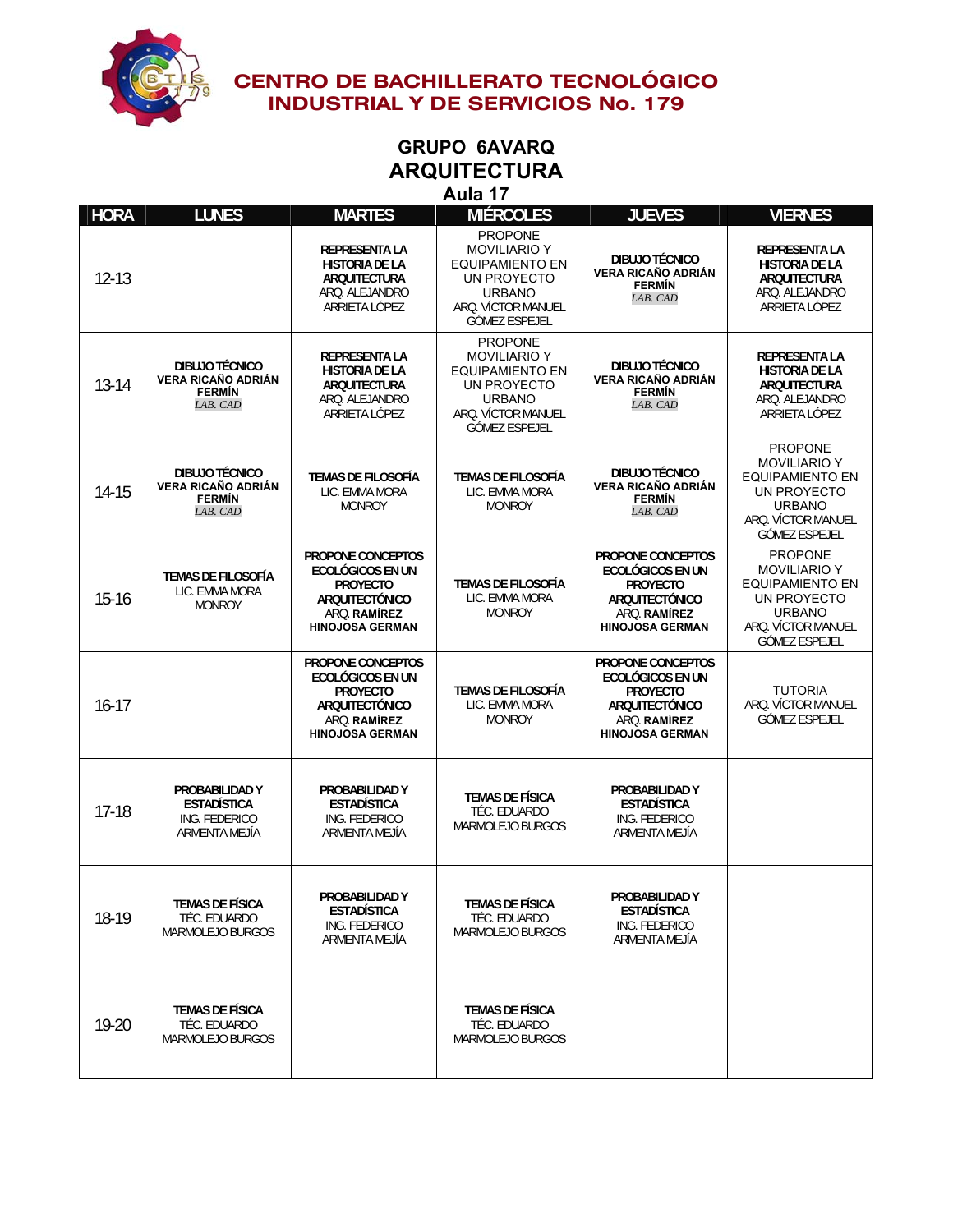# CENTRO DE BACHILLERATO TECNOLÓGICO INDUSTRIAL Y DE SERVICIOS No. 179

## GRUPO 6AVARQ
## ARQUITECTURA
### Aula 17

| HORA | LUNES | MARTES | MIÉRCOLES | JUEVES | VIERNES |
|---|---|---|---|---|---|
| 12-13 | | **REPRESENTA LA HISTORIA DE LA ARQUITECTURA** ARQ. ALEJANDRO ARRIETA LÓPEZ | PROPONE MOVILIARIO Y EQUIPAMIENTO EN UN PROYECTO URBANO ARQ. VÍCTOR MANUEL GÓMEZ ESPEJEL | **DIBUJO TÉCNICO** **VERA RICAÑO ADRIÁN FERMÍN** *LAB. CAD* | **REPRESENTA LA HISTORIA DE LA ARQUITECTURA** ARQ. ALEJANDRO ARRIETA LÓPEZ |
| 13-14 | **DIBUJO TÉCNICO** **VERA RICAÑO ADRIÁN FERMÍN** *LAB. CAD* | **REPRESENTA LA HISTORIA DE LA ARQUITECTURA** ARQ. ALEJANDRO ARRIETA LÓPEZ | PROPONE MOVILIARIO Y EQUIPAMIENTO EN UN PROYECTO URBANO ARQ. VÍCTOR MANUEL GÓMEZ ESPEJEL | **DIBUJO TÉCNICO** **VERA RICAÑO ADRIÁN FERMÍN** *LAB. CAD* | **REPRESENTA LA HISTORIA DE LA ARQUITECTURA** ARQ. ALEJANDRO ARRIETA LÓPEZ |
| 14-15 | **DIBUJO TÉCNICO** **VERA RICAÑO ADRIÁN FERMÍN** *LAB. CAD* | **TEMAS DE FILOSOFÍA** LIC. EMMA MORA MONROY | **TEMAS DE FILOSOFÍA** LIC. EMMA MORA MONROY | **DIBUJO TÉCNICO** **VERA RICAÑO ADRIÁN FERMÍN** *LAB. CAD* | PROPONE MOVILIARIO Y EQUIPAMIENTO EN UN PROYECTO URBANO ARQ. VÍCTOR MANUEL GÓMEZ ESPEJEL |
| 15-16 | **TEMAS DE FILOSOFÍA** LIC. EMMA MORA MONROY | **PROPONE CONCEPTOS ECOLÓGICOS EN UN PROYECTO ARQUITECTÓNICO** ARQ. **RAMÍREZ HINOJOSA GERMAN** | **TEMAS DE FILOSOFÍA** LIC. EMMA MORA MONROY | **PROPONE CONCEPTOS ECOLÓGICOS EN UN PROYECTO ARQUITECTÓNICO** ARQ. **RAMÍREZ HINOJOSA GERMAN** | PROPONE MOVILIARIO Y EQUIPAMIENTO EN UN PROYECTO URBANO ARQ. VÍCTOR MANUEL GÓMEZ ESPEJEL |
| 16-17 | | **PROPONE CONCEPTOS ECOLÓGICOS EN UN PROYECTO ARQUITECTÓNICO** ARQ. **RAMÍREZ HINOJOSA GERMAN** | **TEMAS DE FILOSOFÍA** LIC. EMMA MORA MONROY | **PROPONE CONCEPTOS ECOLÓGICOS EN UN PROYECTO ARQUITECTÓNICO** ARQ. **RAMÍREZ HINOJOSA GERMAN** | TUTORIA ARQ. VÍCTOR MANUEL GÓMEZ ESPEJEL |
| 17-18 | **PROBABILIDAD Y ESTADÍSTICA** ING. FEDERICO ARMENTA MEJÍA | **PROBABILIDAD Y ESTADÍSTICA** ING. FEDERICO ARMENTA MEJÍA | **TEMAS DE FÍSICA** TÉC. EDUARDO MARMOLEJO BURGOS | **PROBABILIDAD Y ESTADÍSTICA** ING. FEDERICO ARMENTA MEJÍA | |
| 18-19 | **TEMAS DE FÍSICA** TÉC. EDUARDO MARMOLEJO BURGOS | **PROBABILIDAD Y ESTADÍSTICA** ING. FEDERICO ARMENTA MEJÍA | **TEMAS DE FÍSICA** TÉC. EDUARDO MARMOLEJO BURGOS | **PROBABILIDAD Y ESTADÍSTICA** ING. FEDERICO ARMENTA MEJÍA | |
| 19-20 | **TEMAS DE FÍSICA** TÉC. EDUARDO MARMOLEJO BURGOS | | **TEMAS DE FÍSICA** TÉC. EDUARDO MARMOLEJO BURGOS | | |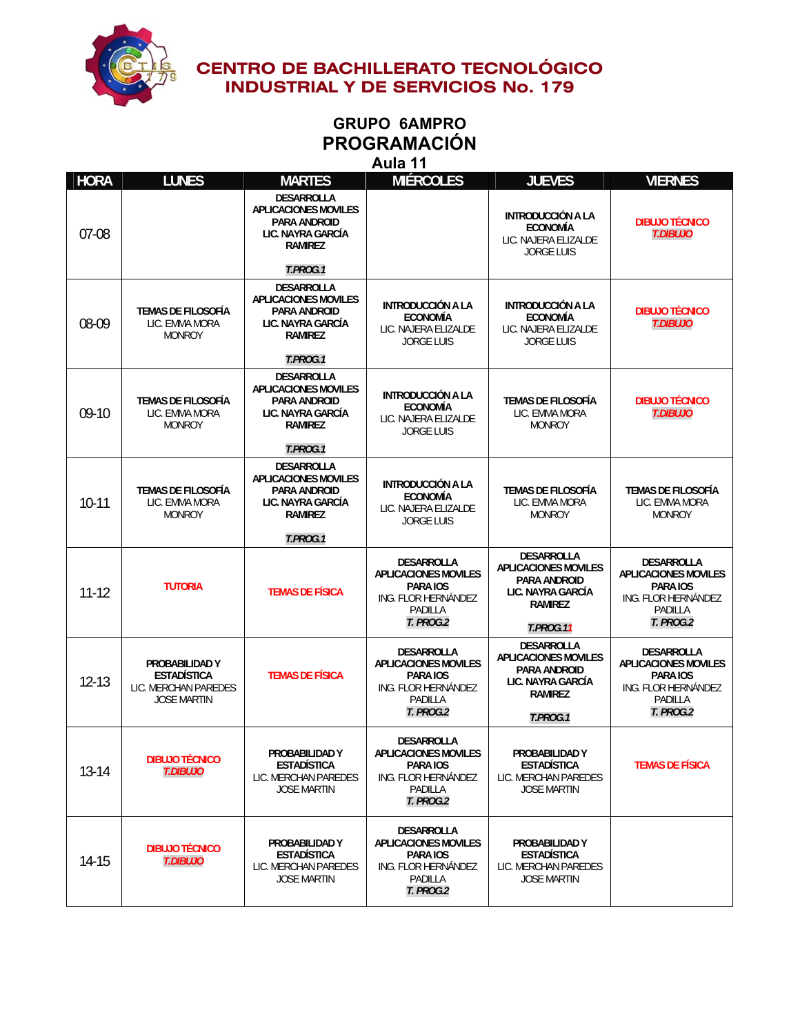# CENTRO DE BACHILLERATO TECNOLÓGICO INDUSTRIAL Y DE SERVICIOS No. 179

## GRUPO 6AMPRO
## PROGRAMACIÓN
### Aula 11

| HORA | LUNES | MARTES | MIÉRCOLES | JUEVES | VIERNES |
|---|---|---|---|---|---|
| 07-08 | | **DESARROLLA APLICACIONES MOVILES PARA ANDROID LIC. NAYRA GARCÍA RAMIREZ** ***T.PROG.1*** | | **INTRODUCCIÓN A LA ECONOMÍA** LIC. NAJERA ELIZALDE JORGE LUIS | **DIBUJO TÉCNICO** ***T.DIBUJO*** |
| 08-09 | **TEMAS DE FILOSOFÍA** LIC. EMMA MORA MONROY | **DESARROLLA APLICACIONES MOVILES PARA ANDROID LIC. NAYRA GARCÍA RAMIREZ** ***T.PROG.1*** | **INTRODUCCIÓN A LA ECONOMÍA** LIC. NAJERA ELIZALDE JORGE LUIS | **INTRODUCCIÓN A LA ECONOMÍA** LIC. NAJERA ELIZALDE JORGE LUIS | **DIBUJO TÉCNICO** ***T.DIBUJO*** |
| 09-10 | **TEMAS DE FILOSOFÍA** LIC. EMMA MORA MONROY | **DESARROLLA APLICACIONES MOVILES PARA ANDROID LIC. NAYRA GARCÍA RAMIREZ** ***T.PROG.1*** | **INTRODUCCIÓN A LA ECONOMÍA** LIC. NAJERA ELIZALDE JORGE LUIS | **TEMAS DE FILOSOFÍA** LIC. EMMA MORA MONROY | **DIBUJO TÉCNICO** ***T.DIBUJO*** |
| 10-11 | **TEMAS DE FILOSOFÍA** LIC. EMMA MORA MONROY | **DESARROLLA APLICACIONES MOVILES PARA ANDROID LIC. NAYRA GARCÍA RAMIREZ** ***T.PROG.1*** | **INTRODUCCIÓN A LA ECONOMÍA** LIC. NAJERA ELIZALDE JORGE LUIS | **TEMAS DE FILOSOFÍA** LIC. EMMA MORA MONROY | **TEMAS DE FILOSOFÍA** LIC. EMMA MORA MONROY |
| 11-12 | **TUTORIA** | **TEMAS DE FÍSICA** | **DESARROLLA APLICACIONES MOVILES PARA IOS** ING. FLOR HERNÁNDEZ PADILLA ***T. PROG.2*** | **DESARROLLA APLICACIONES MOVILES PARA ANDROID LIC. NAYRA GARCÍA RAMIREZ** ***T.PROG.11*** | **DESARROLLA APLICACIONES MOVILES PARA IOS** ING. FLOR HERNÁNDEZ PADILLA ***T. PROG.2*** |
| 12-13 | **PROBABILIDAD Y ESTADÍSTICA** LIC. MERCHAN PAREDES JOSE MARTIN | **TEMAS DE FÍSICA** | **DESARROLLA APLICACIONES MOVILES PARA IOS** ING. FLOR HERNÁNDEZ PADILLA ***T. PROG.2*** | **DESARROLLA APLICACIONES MOVILES PARA ANDROID LIC. NAYRA GARCÍA RAMIREZ** ***T.PROG.1*** | **DESARROLLA APLICACIONES MOVILES PARA IOS** ING. FLOR HERNÁNDEZ PADILLA ***T. PROG.2*** |
| 13-14 | **DIBUJO TÉCNICO** ***T.DIBUJO*** | **PROBABILIDAD Y ESTADÍSTICA** LIC. MERCHAN PAREDES JOSE MARTIN | **DESARROLLA APLICACIONES MOVILES PARA IOS** ING. FLOR HERNÁNDEZ PADILLA ***T. PROG.2*** | **PROBABILIDAD Y ESTADÍSTICA** LIC. MERCHAN PAREDES JOSE MARTIN | **TEMAS DE FÍSICA** |
| 14-15 | **DIBUJO TÉCNICO** ***T.DIBUJO*** | **PROBABILIDAD Y ESTADÍSTICA** LIC. MERCHAN PAREDES JOSE MARTIN | **DESARROLLA APLICACIONES MOVILES PARA IOS** ING. FLOR HERNÁNDEZ PADILLA ***T. PROG.2*** | **PROBABILIDAD Y ESTADÍSTICA** LIC. MERCHAN PAREDES JOSE MARTIN | |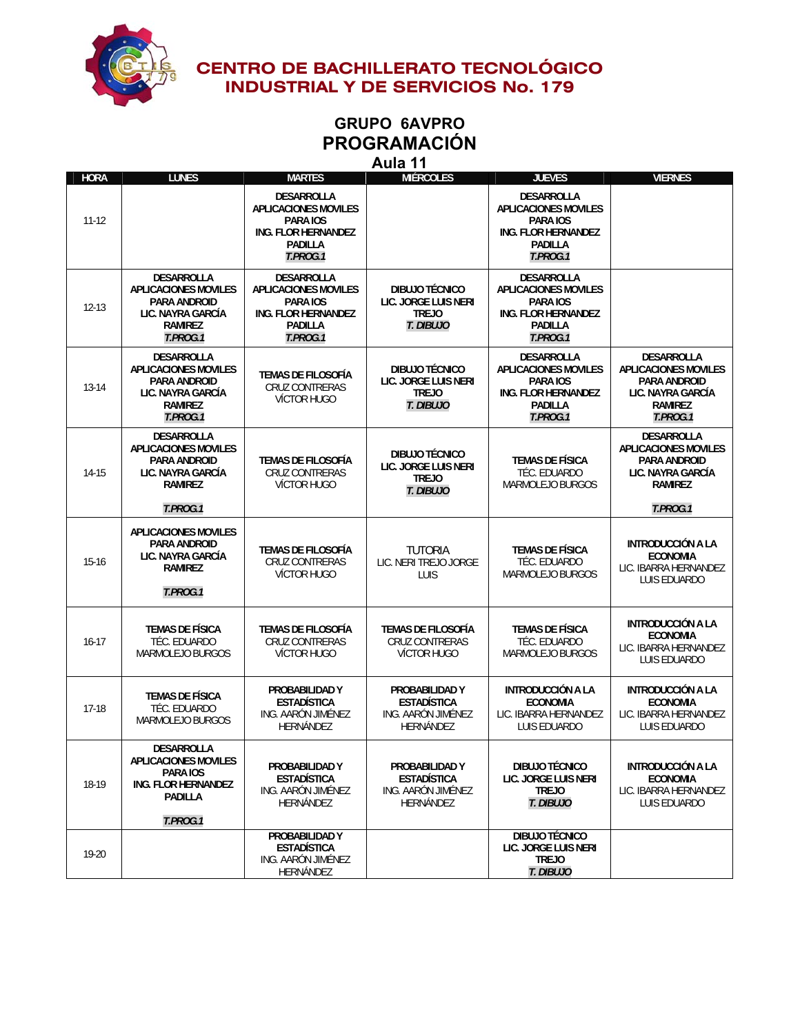# CENTRO DE BACHILLERATO TECNOLÓGICO INDUSTRIAL Y DE SERVICIOS No. 179

## GRUPO 6AVPRO
## PROGRAMACIÓN
### Aula 11

| HORA | LUNES | MARTES | MIÉRCOLES | JUEVES | VIERNES |
|---|---|---|---|---|---|
| 11-12 | | **DESARROLLA APLICACIONES MOVILES PARA IOS ING. FLOR HERNANDEZ PADILLA** ***T.PROG.1*** | | **DESARROLLA APLICACIONES MOVILES PARA IOS ING. FLOR HERNANDEZ PADILLA** ***T.PROG.1*** | |
| 12-13 | **DESARROLLA APLICACIONES MOVILES PARA ANDROID LIC. NAYRA GARCÍA RAMIREZ** ***T.PROG.1*** | **DESARROLLA APLICACIONES MOVILES PARA IOS ING. FLOR HERNANDEZ PADILLA** ***T.PROG.1*** | **DIBUJO TÉCNICO LIC. JORGE LUIS NERI TREJO** ***T. DIBUJO*** | **DESARROLLA APLICACIONES MOVILES PARA IOS ING. FLOR HERNANDEZ PADILLA** ***T.PROG.1*** | |
| 13-14 | **DESARROLLA APLICACIONES MOVILES PARA ANDROID LIC. NAYRA GARCÍA RAMIREZ** ***T.PROG.1*** | **TEMAS DE FILOSOFÍA** CRUZ CONTRERAS VÍCTOR HUGO | **DIBUJO TÉCNICO LIC. JORGE LUIS NERI TREJO** ***T. DIBUJO*** | **DESARROLLA APLICACIONES MOVILES PARA IOS ING. FLOR HERNANDEZ PADILLA** ***T.PROG.1*** | **DESARROLLA APLICACIONES MOVILES PARA ANDROID LIC. NAYRA GARCÍA RAMIREZ** ***T.PROG.1*** |
| 14-15 | **DESARROLLA APLICACIONES MOVILES PARA ANDROID LIC. NAYRA GARCÍA RAMIREZ** ***T.PROG.1*** | **TEMAS DE FILOSOFÍA** CRUZ CONTRERAS VÍCTOR HUGO | **DIBUJO TÉCNICO LIC. JORGE LUIS NERI TREJO** ***T. DIBUJO*** | **TEMAS DE FÍSICA** TÉC. EDUARDO MARMOLEJO BURGOS | **DESARROLLA APLICACIONES MOVILES PARA ANDROID LIC. NAYRA GARCÍA RAMIREZ** ***T.PROG.1*** |
| 15-16 | **APLICACIONES MOVILES PARA ANDROID LIC. NAYRA GARCÍA RAMIREZ** ***T.PROG.1*** | **TEMAS DE FILOSOFÍA** CRUZ CONTRERAS VÍCTOR HUGO | TUTORIA LIC. NERI TREJO JORGE LUIS | **TEMAS DE FÍSICA** TÉC. EDUARDO MARMOLEJO BURGOS | **INTRODUCCIÓN A LA ECONOMIA** LIC. IBARRA HERNANDEZ LUIS EDUARDO |
| 16-17 | **TEMAS DE FÍSICA** TÉC. EDUARDO MARMOLEJO BURGOS | **TEMAS DE FILOSOFÍA** CRUZ CONTRERAS VÍCTOR HUGO | **TEMAS DE FILOSOFÍA** CRUZ CONTRERAS VÍCTOR HUGO | **TEMAS DE FÍSICA** TÉC. EDUARDO MARMOLEJO BURGOS | **INTRODUCCIÓN A LA ECONOMIA** LIC. IBARRA HERNANDEZ LUIS EDUARDO |
| 17-18 | **TEMAS DE FÍSICA** TÉC. EDUARDO MARMOLEJO BURGOS | **PROBABILIDAD Y ESTADÍSTICA** ING. AARÓN JIMÉNEZ HERNÁNDEZ | **PROBABILIDAD Y ESTADÍSTICA** ING. AARÓN JIMÉNEZ HERNÁNDEZ | **INTRODUCCIÓN A LA ECONOMIA** LIC. IBARRA HERNANDEZ LUIS EDUARDO | **INTRODUCCIÓN A LA ECONOMIA** LIC. IBARRA HERNANDEZ LUIS EDUARDO |
| 18-19 | **DESARROLLA APLICACIONES MOVILES PARA IOS ING. FLOR HERNANDEZ PADILLA** ***T.PROG.1*** | **PROBABILIDAD Y ESTADÍSTICA** ING. AARÓN JIMÉNEZ HERNÁNDEZ | **PROBABILIDAD Y ESTADÍSTICA** ING. AARÓN JIMÉNEZ HERNÁNDEZ | **DIBUJO TÉCNICO LIC. JORGE LUIS NERI TREJO** ***T. DIBUJO*** | **INTRODUCCIÓN A LA ECONOMIA** LIC. IBARRA HERNANDEZ LUIS EDUARDO |
| 19-20 | | **PROBABILIDAD Y ESTADÍSTICA** ING. AARÓN JIMÉNEZ HERNÁNDEZ | | **DIBUJO TÉCNICO LIC. JORGE LUIS NERI TREJO** ***T. DIBUJO*** | |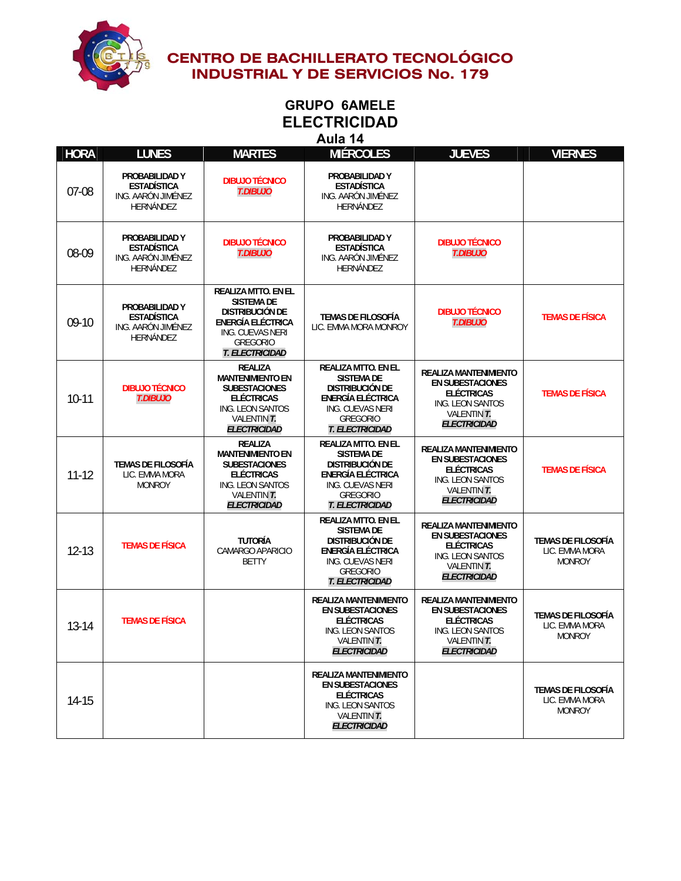# CENTRO DE BACHILLERATO TECNOLÓGICO INDUSTRIAL Y DE SERVICIOS No. 179

## GRUPO 6AMELE
## ELECTRICIDAD
### Aula 14

| HORA | LUNES | MARTES | MIÉRCOLES | JUEVES | VIERNES |
|---|---|---|---|---|---|
| 07-08 | **PROBABILIDAD Y ESTADÍSTICA** ING. AARÓN JIMÉNEZ HERNÁNDEZ | **DIBUJO TÉCNICO** ***T.DIBUJO*** | **PROBABILIDAD Y ESTADÍSTICA** ING. AARÓN JIMÉNEZ HERNÁNDEZ | | |
| 08-09 | **PROBABILIDAD Y ESTADÍSTICA** ING. AARÓN JIMÉNEZ HERNÁNDEZ | **DIBUJO TÉCNICO** ***T.DIBUJO*** | **PROBABILIDAD Y ESTADÍSTICA** ING. AARÓN JIMÉNEZ HERNÁNDEZ | **DIBUJO TÉCNICO** ***T.DIBUJO*** | |
| 09-10 | **PROBABILIDAD Y ESTADÍSTICA** ING. AARÓN JIMÉNEZ HERNÁNDEZ | **REALIZA MTTO. EN EL SISTEMA DE DISTRIBUCIÓN DE ENERGÍA ELÉCTRICA** ING. CUEVAS NERI GREGORIO ***T. ELECTRICIDAD*** | **TEMAS DE FILOSOFÍA** LIC. EMMA MORA MONROY | **DIBUJO TÉCNICO** ***T.DIBUJO*** | **TEMAS DE FÍSICA** |
| 10-11 | **DIBUJO TÉCNICO** ***T.DIBUJO*** | **REALIZA MANTENIMIENTO EN SUBESTACIONES ELÉCTRICAS** ING. LEON SANTOS VALENTIN ***T. ELECTRICIDAD*** | **REALIZA MTTO. EN EL SISTEMA DE DISTRIBUCIÓN DE ENERGÍA ELÉCTRICA** ING. CUEVAS NERI GREGORIO ***T. ELECTRICIDAD*** | **REALIZA MANTENIMIENTO EN SUBESTACIONES ELÉCTRICAS** ING. LEON SANTOS VALENTIN ***T. ELECTRICIDAD*** | **TEMAS DE FÍSICA** |
| 11-12 | **TEMAS DE FILOSOFÍA** LIC. EMMA MORA MONROY | **REALIZA MANTENIMIENTO EN SUBESTACIONES ELÉCTRICAS** ING. LEON SANTOS VALENTIN ***T. ELECTRICIDAD*** | **REALIZA MTTO. EN EL SISTEMA DE DISTRIBUCIÓN DE ENERGÍA ELÉCTRICA** ING. CUEVAS NERI GREGORIO ***T. ELECTRICIDAD*** | **REALIZA MANTENIMIENTO EN SUBESTACIONES ELÉCTRICAS** ING. LEON SANTOS VALENTIN ***T. ELECTRICIDAD*** | **TEMAS DE FÍSICA** |
| 12-13 | **TEMAS DE FÍSICA** | **TUTORÍA** CAMARGO APARICIO BETTY | **REALIZA MTTO. EN EL SISTEMA DE DISTRIBUCIÓN DE ENERGÍA ELÉCTRICA** ING. CUEVAS NERI GREGORIO ***T. ELECTRICIDAD*** | **REALIZA MANTENIMIENTO EN SUBESTACIONES ELÉCTRICAS** ING. LEON SANTOS VALENTIN ***T. ELECTRICIDAD*** | **TEMAS DE FILOSOFÍA** LIC. EMMA MORA MONROY |
| 13-14 | **TEMAS DE FÍSICA** | | **REALIZA MANTENIMIENTO EN SUBESTACIONES ELÉCTRICAS** ING. LEON SANTOS VALENTIN ***T. ELECTRICIDAD*** | **REALIZA MANTENIMIENTO EN SUBESTACIONES ELÉCTRICAS** ING. LEON SANTOS VALENTIN ***T. ELECTRICIDAD*** | **TEMAS DE FILOSOFÍA** LIC. EMMA MORA MONROY |
| 14-15 | | | **REALIZA MANTENIMIENTO EN SUBESTACIONES ELÉCTRICAS** ING. LEON SANTOS VALENTIN ***T. ELECTRICIDAD*** | | **TEMAS DE FILOSOFÍA** LIC. EMMA MORA MONROY |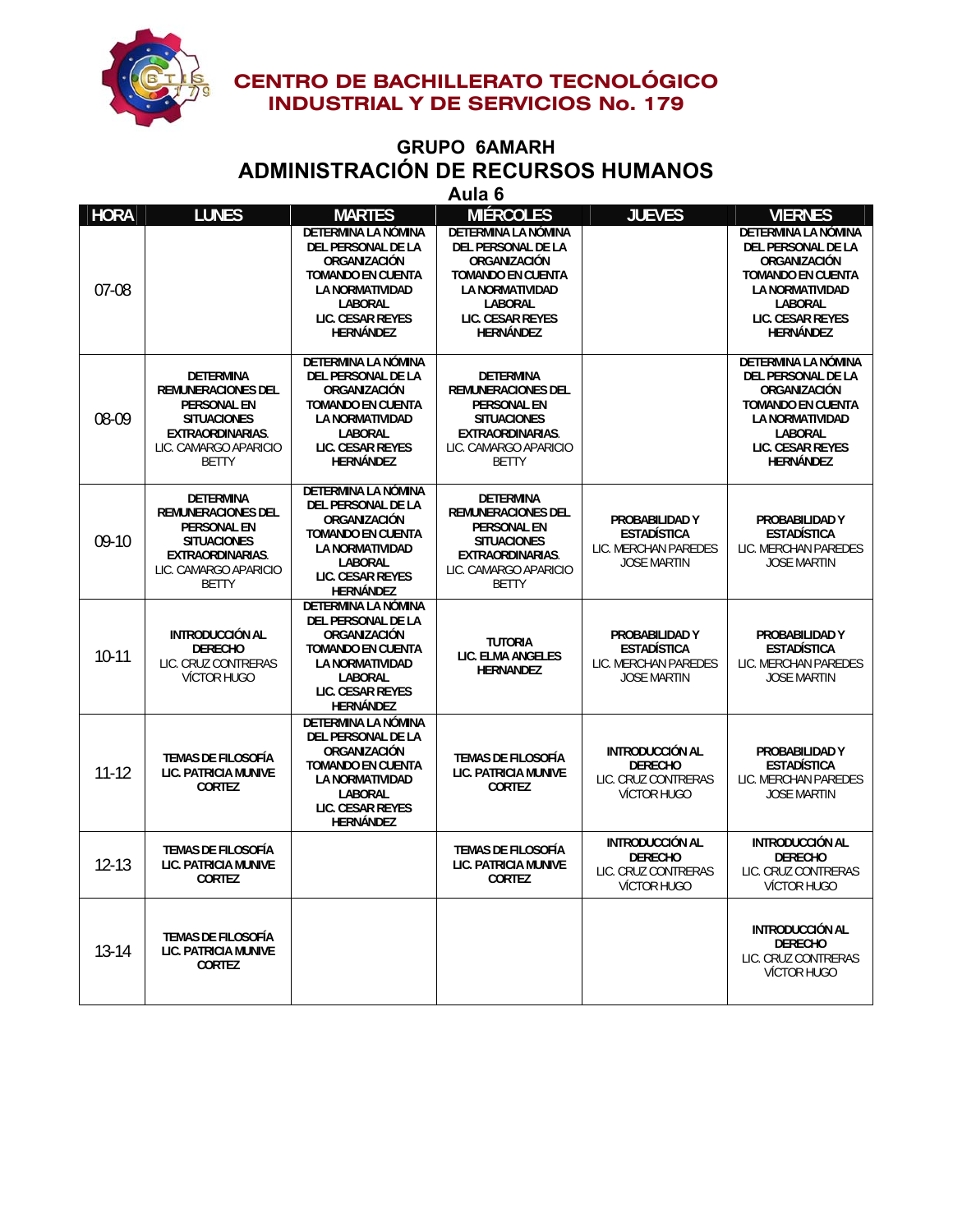# CENTRO DE BACHILLERATO TECNOLÓGICO INDUSTRIAL Y DE SERVICIOS No. 179

## GRUPO 6AMARH

## ADMINISTRACIÓN DE RECURSOS HUMANOS

### Aula 6

| HORA | LUNES | MARTES | MIÉRCOLES | JUEVES | VIERNES |
|---|---|---|---|---|---|
| 07-08 | | **DETERMINA LA NÓMINA DEL PERSONAL DE LA ORGANIZACIÓN TOMANDO EN CUENTA LA NORMATIVIDAD LABORAL LIC. CESAR REYES HERNÁNDEZ** | **DETERMINA LA NÓMINA DEL PERSONAL DE LA ORGANIZACIÓN TOMANDO EN CUENTA LA NORMATIVIDAD LABORAL LIC. CESAR REYES HERNÁNDEZ** | | **DETERMINA LA NÓMINA DEL PERSONAL DE LA ORGANIZACIÓN TOMANDO EN CUENTA LA NORMATIVIDAD LABORAL LIC. CESAR REYES HERNÁNDEZ** |
| 08-09 | **DETERMINA REMUNERACIONES DEL PERSONAL EN SITUACIONES EXTRAORDINARIAS.** LIC. CAMARGO APARICIO BETTY | **DETERMINA LA NÓMINA DEL PERSONAL DE LA ORGANIZACIÓN TOMANDO EN CUENTA LA NORMATIVIDAD LABORAL LIC. CESAR REYES HERNÁNDEZ** | **DETERMINA REMUNERACIONES DEL PERSONAL EN SITUACIONES EXTRAORDINARIAS.** LIC. CAMARGO APARICIO BETTY | | **DETERMINA LA NÓMINA DEL PERSONAL DE LA ORGANIZACIÓN TOMANDO EN CUENTA LA NORMATIVIDAD LABORAL LIC. CESAR REYES HERNÁNDEZ** |
| 09-10 | **DETERMINA REMUNERACIONES DEL PERSONAL EN SITUACIONES EXTRAORDINARIAS.** LIC. CAMARGO APARICIO BETTY | **DETERMINA LA NÓMINA DEL PERSONAL DE LA ORGANIZACIÓN TOMANDO EN CUENTA LA NORMATIVIDAD LABORAL LIC. CESAR REYES HERNÁNDEZ** | **DETERMINA REMUNERACIONES DEL PERSONAL EN SITUACIONES EXTRAORDINARIAS.** LIC. CAMARGO APARICIO BETTY | **PROBABILIDAD Y ESTADÍSTICA** LIC. MERCHAN PAREDES JOSE MARTIN | **PROBABILIDAD Y ESTADÍSTICA** LIC. MERCHAN PAREDES JOSE MARTIN |
| 10-11 | **INTRODUCCIÓN AL DERECHO** LIC. CRUZ CONTRERAS VÍCTOR HUGO | **DETERMINA LA NÓMINA DEL PERSONAL DE LA ORGANIZACIÓN TOMANDO EN CUENTA LA NORMATIVIDAD LABORAL LIC. CESAR REYES HERNÁNDEZ** | **TUTORIA LIC. ELMA ANGELES HERNANDEZ** | **PROBABILIDAD Y ESTADÍSTICA** LIC. MERCHAN PAREDES JOSE MARTIN | **PROBABILIDAD Y ESTADÍSTICA** LIC. MERCHAN PAREDES JOSE MARTIN |
| 11-12 | **TEMAS DE FILOSOFÍA LIC. PATRICIA MUNIVE CORTEZ** | **DETERMINA LA NÓMINA DEL PERSONAL DE LA ORGANIZACIÓN TOMANDO EN CUENTA LA NORMATIVIDAD LABORAL LIC. CESAR REYES HERNÁNDEZ** | **TEMAS DE FILOSOFÍA LIC. PATRICIA MUNIVE CORTEZ** | **INTRODUCCIÓN AL DERECHO** LIC. CRUZ CONTRERAS VÍCTOR HUGO | **PROBABILIDAD Y ESTADÍSTICA** LIC. MERCHAN PAREDES JOSE MARTIN |
| 12-13 | **TEMAS DE FILOSOFÍA LIC. PATRICIA MUNIVE CORTEZ** | | **TEMAS DE FILOSOFÍA LIC. PATRICIA MUNIVE CORTEZ** | **INTRODUCCIÓN AL DERECHO** LIC. CRUZ CONTRERAS VÍCTOR HUGO | **INTRODUCCIÓN AL DERECHO** LIC. CRUZ CONTRERAS VÍCTOR HUGO |
| 13-14 | **TEMAS DE FILOSOFÍA LIC. PATRICIA MUNIVE CORTEZ** | | | | **INTRODUCCIÓN AL DERECHO** LIC. CRUZ CONTRERAS VÍCTOR HUGO |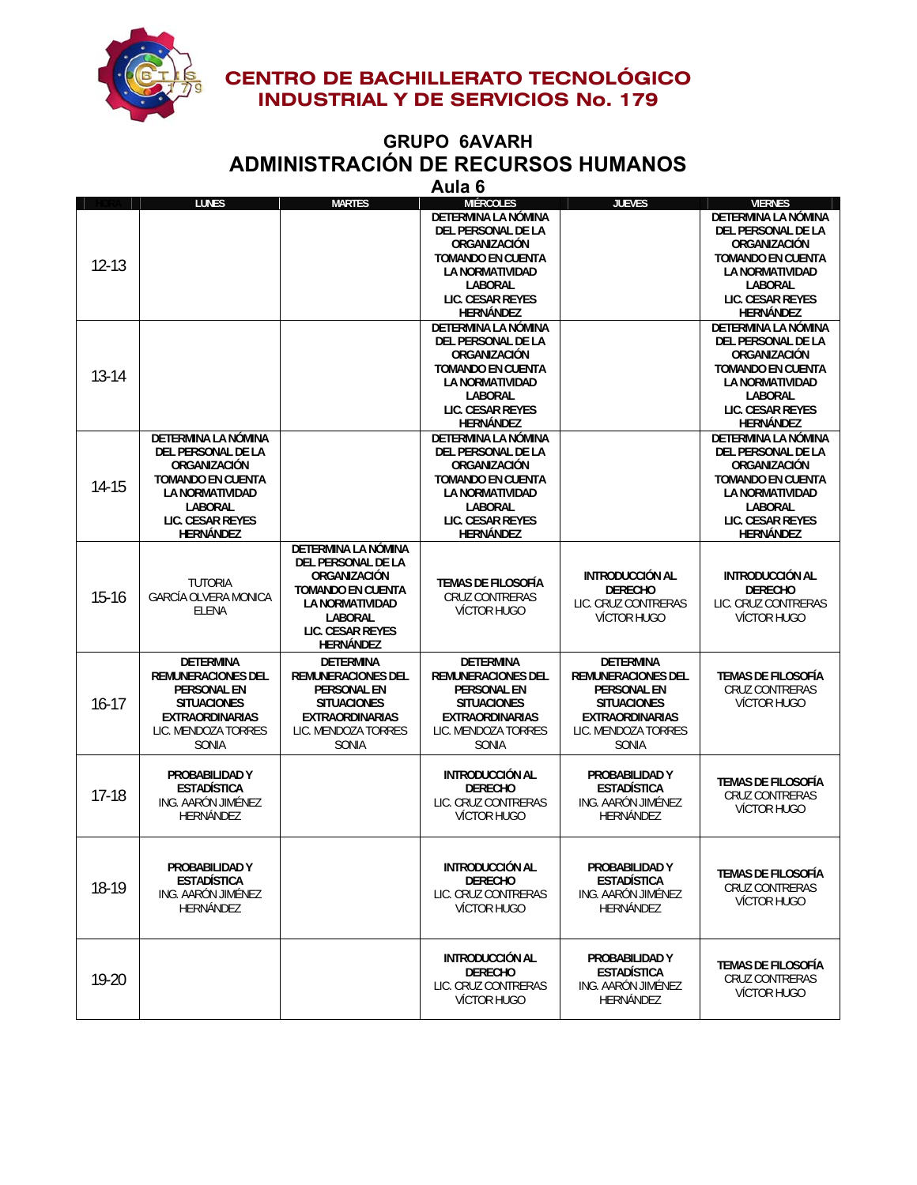# CENTRO DE BACHILLERATO TECNOLÓGICO INDUSTRIAL Y DE SERVICIOS No. 179

## GRUPO 6AVARH
## ADMINISTRACIÓN DE RECURSOS HUMANOS
### Aula 6

| HORA | LUNES | MARTES | MIÉRCOLES | JUEVES | VIERNES |
|---|---|---|---|---|---|
| 12-13 | | | **DETERMINA LA NÓMINA DEL PERSONAL DE LA ORGANIZACIÓN TOMANDO EN CUENTA LA NORMATIVIDAD LABORAL** **LIC. CESAR REYES HERNÁNDEZ** | | **DETERMINA LA NÓMINA DEL PERSONAL DE LA ORGANIZACIÓN TOMANDO EN CUENTA LA NORMATIVIDAD LABORAL** **LIC. CESAR REYES HERNÁNDEZ** |
| 13-14 | | | **DETERMINA LA NÓMINA DEL PERSONAL DE LA ORGANIZACIÓN TOMANDO EN CUENTA LA NORMATIVIDAD LABORAL** **LIC. CESAR REYES HERNÁNDEZ** | | **DETERMINA LA NÓMINA DEL PERSONAL DE LA ORGANIZACIÓN TOMANDO EN CUENTA LA NORMATIVIDAD LABORAL** **LIC. CESAR REYES HERNÁNDEZ** |
| 14-15 | **DETERMINA LA NÓMINA DEL PERSONAL DE LA ORGANIZACIÓN TOMANDO EN CUENTA LA NORMATIVIDAD LABORAL** **LIC. CESAR REYES HERNÁNDEZ** | | **DETERMINA LA NÓMINA DEL PERSONAL DE LA ORGANIZACIÓN TOMANDO EN CUENTA LA NORMATIVIDAD LABORAL** **LIC. CESAR REYES HERNÁNDEZ** | | **DETERMINA LA NÓMINA DEL PERSONAL DE LA ORGANIZACIÓN TOMANDO EN CUENTA LA NORMATIVIDAD LABORAL** **LIC. CESAR REYES HERNÁNDEZ** |
| 15-16 | TUTORIA GARCÍA OLVERA MONICA ELENA | **DETERMINA LA NÓMINA DEL PERSONAL DE LA ORGANIZACIÓN TOMANDO EN CUENTA LA NORMATIVIDAD LABORAL** **LIC. CESAR REYES HERNÁNDEZ** | **TEMAS DE FILOSOFÍA** CRUZ CONTRERAS VÍCTOR HUGO | **INTRODUCCIÓN AL DERECHO** LIC. CRUZ CONTRERAS VÍCTOR HUGO | **INTRODUCCIÓN AL DERECHO** LIC. CRUZ CONTRERAS VÍCTOR HUGO |
| 16-17 | **DETERMINA REMUNERACIONES DEL PERSONAL EN SITUACIONES EXTRAORDINARIAS** LIC. MENDOZA TORRES SONIA | **DETERMINA REMUNERACIONES DEL PERSONAL EN SITUACIONES EXTRAORDINARIAS** LIC. MENDOZA TORRES SONIA | **DETERMINA REMUNERACIONES DEL PERSONAL EN SITUACIONES EXTRAORDINARIAS** LIC. MENDOZA TORRES SONIA | **DETERMINA REMUNERACIONES DEL PERSONAL EN SITUACIONES EXTRAORDINARIAS** LIC. MENDOZA TORRES SONIA | **TEMAS DE FILOSOFÍA** CRUZ CONTRERAS VÍCTOR HUGO |
| 17-18 | **PROBABILIDAD Y ESTADÍSTICA** ING. AARÓN JIMÉNEZ HERNÁNDEZ | | **INTRODUCCIÓN AL DERECHO** LIC. CRUZ CONTRERAS VÍCTOR HUGO | **PROBABILIDAD Y ESTADÍSTICA** ING. AARÓN JIMÉNEZ HERNÁNDEZ | **TEMAS DE FILOSOFÍA** CRUZ CONTRERAS VÍCTOR HUGO |
| 18-19 | **PROBABILIDAD Y ESTADÍSTICA** ING. AARÓN JIMÉNEZ HERNÁNDEZ | | **INTRODUCCIÓN AL DERECHO** LIC. CRUZ CONTRERAS VÍCTOR HUGO | **PROBABILIDAD Y ESTADÍSTICA** ING. AARÓN JIMÉNEZ HERNÁNDEZ | **TEMAS DE FILOSOFÍA** CRUZ CONTRERAS VÍCTOR HUGO |
| 19-20 | | | **INTRODUCCIÓN AL DERECHO** LIC. CRUZ CONTRERAS VÍCTOR HUGO | **PROBABILIDAD Y ESTADÍSTICA** ING. AARÓN JIMÉNEZ HERNÁNDEZ | **TEMAS DE FILOSOFÍA** CRUZ CONTRERAS VÍCTOR HUGO |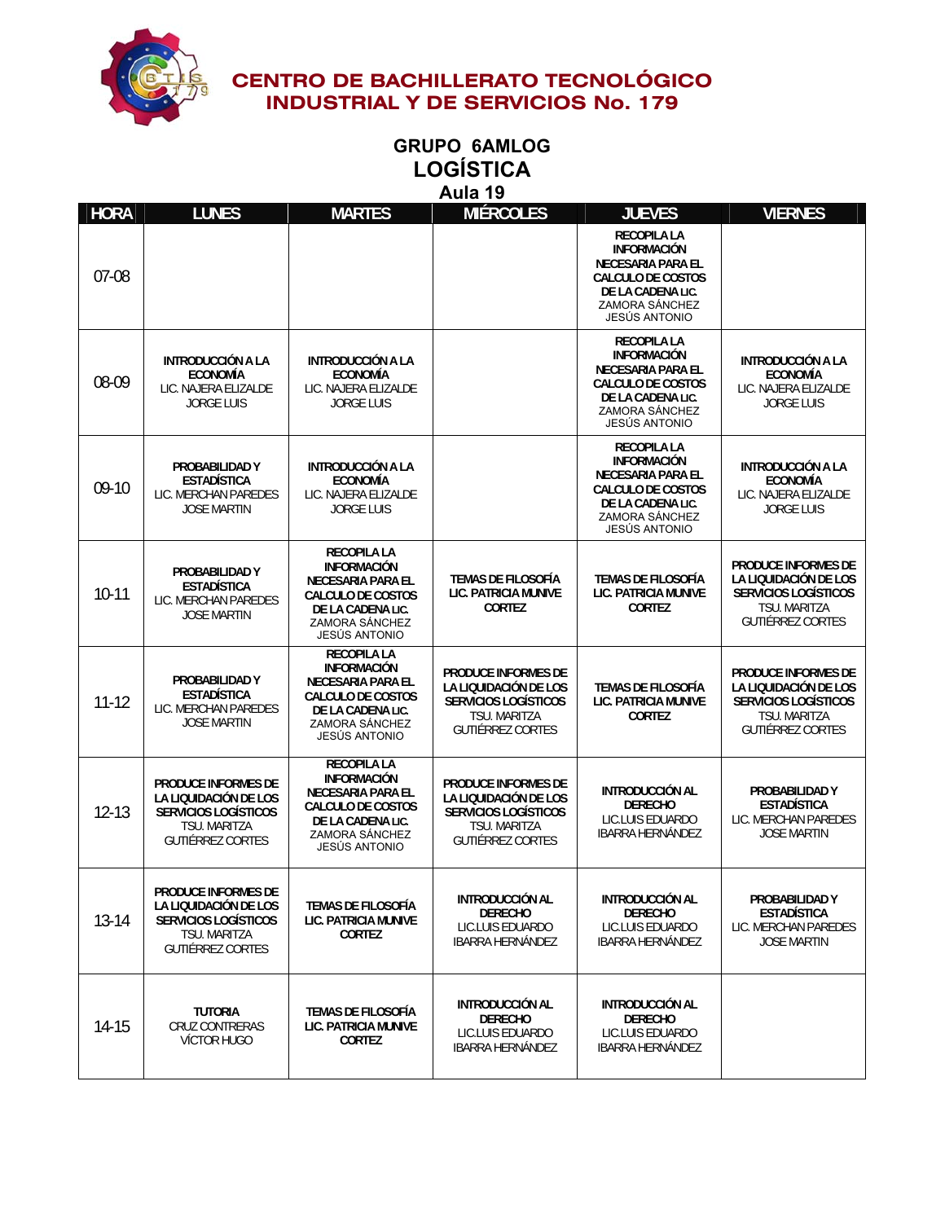# CENTRO DE BACHILLERATO TECNOLÓGICO INDUSTRIAL Y DE SERVICIOS No. 179

## GRUPO 6AMLOG
## LOGÍSTICA
### Aula 19

| HORA | LUNES | MARTES | MIÉRCOLES | JUEVES | VIERNES |
|---|---|---|---|---|---|
| 07-08 | | | | **RECOPILA LA INFORMACIÓN NECESARIA PARA EL CALCULO DE COSTOS DE LA CADENA LIC.** ZAMORA SÁNCHEZ JESÚS ANTONIO | |
| 08-09 | **INTRODUCCIÓN A LA ECONOMÍA** LIC. NAJERA ELIZALDE JORGE LUIS | **INTRODUCCIÓN A LA ECONOMÍA** LIC. NAJERA ELIZALDE JORGE LUIS | | **RECOPILA LA INFORMACIÓN NECESARIA PARA EL CALCULO DE COSTOS DE LA CADENA LIC.** ZAMORA SÁNCHEZ JESÚS ANTONIO | **INTRODUCCIÓN A LA ECONOMÍA** LIC. NAJERA ELIZALDE JORGE LUIS |
| 09-10 | **PROBABILIDAD Y ESTADÍSTICA** LIC. MERCHAN PAREDES JOSE MARTIN | **INTRODUCCIÓN A LA ECONOMÍA** LIC. NAJERA ELIZALDE JORGE LUIS | | **RECOPILA LA INFORMACIÓN NECESARIA PARA EL CALCULO DE COSTOS DE LA CADENA LIC.** ZAMORA SÁNCHEZ JESÚS ANTONIO | **INTRODUCCIÓN A LA ECONOMÍA** LIC. NAJERA ELIZALDE JORGE LUIS |
| 10-11 | **PROBABILIDAD Y ESTADÍSTICA** LIC. MERCHAN PAREDES JOSE MARTIN | **RECOPILA LA INFORMACIÓN NECESARIA PARA EL CALCULO DE COSTOS DE LA CADENA LIC.** ZAMORA SÁNCHEZ JESÚS ANTONIO | **TEMAS DE FILOSOFÍA LIC. PATRICIA MUNIVE CORTEZ** | **TEMAS DE FILOSOFÍA LIC. PATRICIA MUNIVE CORTEZ** | **PRODUCE INFORMES DE LA LIQUIDACIÓN DE LOS SERVICIOS LOGÍSTICOS** TSU. MARITZA GUTIÉRREZ CORTES |
| 11-12 | **PROBABILIDAD Y ESTADÍSTICA** LIC. MERCHAN PAREDES JOSE MARTIN | **RECOPILA LA INFORMACIÓN NECESARIA PARA EL CALCULO DE COSTOS DE LA CADENA LIC.** ZAMORA SÁNCHEZ JESÚS ANTONIO | **PRODUCE INFORMES DE LA LIQUIDACIÓN DE LOS SERVICIOS LOGÍSTICOS** TSU. MARITZA GUTIÉRREZ CORTES | **TEMAS DE FILOSOFÍA LIC. PATRICIA MUNIVE CORTEZ** | **PRODUCE INFORMES DE LA LIQUIDACIÓN DE LOS SERVICIOS LOGÍSTICOS** TSU. MARITZA GUTIÉRREZ CORTES |
| 12-13 | **PRODUCE INFORMES DE LA LIQUIDACIÓN DE LOS SERVICIOS LOGÍSTICOS** TSU. MARITZA GUTIÉRREZ CORTES | **RECOPILA LA INFORMACIÓN NECESARIA PARA EL CALCULO DE COSTOS DE LA CADENA LIC.** ZAMORA SÁNCHEZ JESÚS ANTONIO | **PRODUCE INFORMES DE LA LIQUIDACIÓN DE LOS SERVICIOS LOGÍSTICOS** TSU. MARITZA GUTIÉRREZ CORTES | **INTRODUCCIÓN AL DERECHO** LIC.LUIS EDUARDO IBARRA HERNÁNDEZ | **PROBABILIDAD Y ESTADÍSTICA** LIC. MERCHAN PAREDES JOSE MARTIN |
| 13-14 | **PRODUCE INFORMES DE LA LIQUIDACIÓN DE LOS SERVICIOS LOGÍSTICOS** TSU. MARITZA GUTIÉRREZ CORTES | **TEMAS DE FILOSOFÍA LIC. PATRICIA MUNIVE CORTEZ** | **INTRODUCCIÓN AL DERECHO** LIC.LUIS EDUARDO IBARRA HERNÁNDEZ | **INTRODUCCIÓN AL DERECHO** LIC.LUIS EDUARDO IBARRA HERNÁNDEZ | **PROBABILIDAD Y ESTADÍSTICA** LIC. MERCHAN PAREDES JOSE MARTIN |
| 14-15 | **TUTORIA** CRUZ CONTRERAS VÍCTOR HUGO | **TEMAS DE FILOSOFÍA LIC. PATRICIA MUNIVE CORTEZ** | **INTRODUCCIÓN AL DERECHO** LIC.LUIS EDUARDO IBARRA HERNÁNDEZ | **INTRODUCCIÓN AL DERECHO** LIC.LUIS EDUARDO IBARRA HERNÁNDEZ | |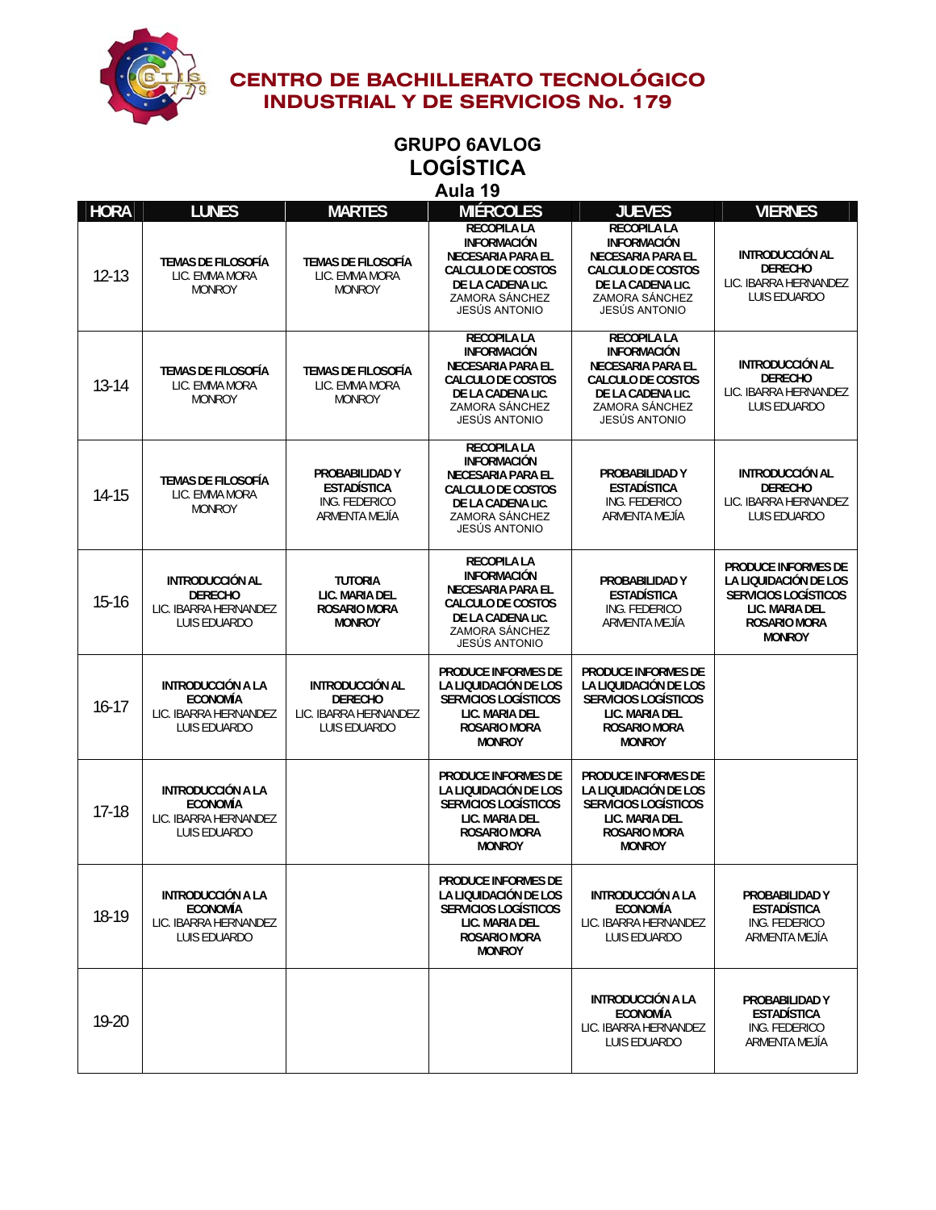# CENTRO DE BACHILLERATO TECNOLÓGICO INDUSTRIAL Y DE SERVICIOS No. 179

## GRUPO 6AVLOG
## LOGÍSTICA
### Aula 19

| HORA | LUNES | MARTES | MIÉRCOLES | JUEVES | VIERNES |
|---|---|---|---|---|---|
| 12-13 | **TEMAS DE FILOSOFÍA** LIC. EMMA MORA MONROY | **TEMAS DE FILOSOFÍA** LIC. EMMA MORA MONROY | **RECOPILA LA INFORMACIÓN NECESARIA PARA EL CALCULO DE COSTOS DE LA CADENA** LIC. ZAMORA SÁNCHEZ JESÚS ANTONIO | **RECOPILA LA INFORMACIÓN NECESARIA PARA EL CALCULO DE COSTOS DE LA CADENA** LIC. ZAMORA SÁNCHEZ JESÚS ANTONIO | **INTRODUCCIÓN AL DERECHO** LIC. IBARRA HERNANDEZ LUIS EDUARDO |
| 13-14 | **TEMAS DE FILOSOFÍA** LIC. EMMA MORA MONROY | **TEMAS DE FILOSOFÍA** LIC. EMMA MORA MONROY | **RECOPILA LA INFORMACIÓN NECESARIA PARA EL CALCULO DE COSTOS DE LA CADENA** LIC. ZAMORA SÁNCHEZ JESÚS ANTONIO | **RECOPILA LA INFORMACIÓN NECESARIA PARA EL CALCULO DE COSTOS DE LA CADENA** LIC. ZAMORA SÁNCHEZ JESÚS ANTONIO | **INTRODUCCIÓN AL DERECHO** LIC. IBARRA HERNANDEZ LUIS EDUARDO |
| 14-15 | **TEMAS DE FILOSOFÍA** LIC. EMMA MORA MONROY | **PROBABILIDAD Y ESTADÍSTICA** ING. FEDERICO ARMENTA MEJÍA | **RECOPILA LA INFORMACIÓN NECESARIA PARA EL CALCULO DE COSTOS DE LA CADENA** LIC. ZAMORA SÁNCHEZ JESÚS ANTONIO | **PROBABILIDAD Y ESTADÍSTICA** ING. FEDERICO ARMENTA MEJÍA | **INTRODUCCIÓN AL DERECHO** LIC. IBARRA HERNANDEZ LUIS EDUARDO |
| 15-16 | **INTRODUCCIÓN AL DERECHO** LIC. IBARRA HERNANDEZ LUIS EDUARDO | **TUTORIA LIC. MARIA DEL ROSARIO MORA MONROY** | **RECOPILA LA INFORMACIÓN NECESARIA PARA EL CALCULO DE COSTOS DE LA CADENA** LIC. ZAMORA SÁNCHEZ JESÚS ANTONIO | **PROBABILIDAD Y ESTADÍSTICA** ING. FEDERICO ARMENTA MEJÍA | **PRODUCE INFORMES DE LA LIQUIDACIÓN DE LOS SERVICIOS LOGÍSTICOS LIC. MARIA DEL ROSARIO MORA MONROY** |
| 16-17 | **INTRODUCCIÓN A LA ECONOMÍA** LIC. IBARRA HERNANDEZ LUIS EDUARDO | **INTRODUCCIÓN AL DERECHO** LIC. IBARRA HERNANDEZ LUIS EDUARDO | **PRODUCE INFORMES DE LA LIQUIDACIÓN DE LOS SERVICIOS LOGÍSTICOS LIC. MARIA DEL ROSARIO MORA MONROY** | **PRODUCE INFORMES DE LA LIQUIDACIÓN DE LOS SERVICIOS LOGÍSTICOS LIC. MARIA DEL ROSARIO MORA MONROY** | |
| 17-18 | **INTRODUCCIÓN A LA ECONOMÍA** LIC. IBARRA HERNANDEZ LUIS EDUARDO | | **PRODUCE INFORMES DE LA LIQUIDACIÓN DE LOS SERVICIOS LOGÍSTICOS LIC. MARIA DEL ROSARIO MORA MONROY** | **PRODUCE INFORMES DE LA LIQUIDACIÓN DE LOS SERVICIOS LOGÍSTICOS LIC. MARIA DEL ROSARIO MORA MONROY** | |
| 18-19 | **INTRODUCCIÓN A LA ECONOMÍA** LIC. IBARRA HERNANDEZ LUIS EDUARDO | | **PRODUCE INFORMES DE LA LIQUIDACIÓN DE LOS SERVICIOS LOGÍSTICOS LIC. MARIA DEL ROSARIO MORA MONROY** | **INTRODUCCIÓN A LA ECONOMÍA** LIC. IBARRA HERNANDEZ LUIS EDUARDO | **PROBABILIDAD Y ESTADÍSTICA** ING. FEDERICO ARMENTA MEJÍA |
| 19-20 | | | | **INTRODUCCIÓN A LA ECONOMÍA** LIC. IBARRA HERNANDEZ LUIS EDUARDO | **PROBABILIDAD Y ESTADÍSTICA** ING. FEDERICO ARMENTA MEJÍA |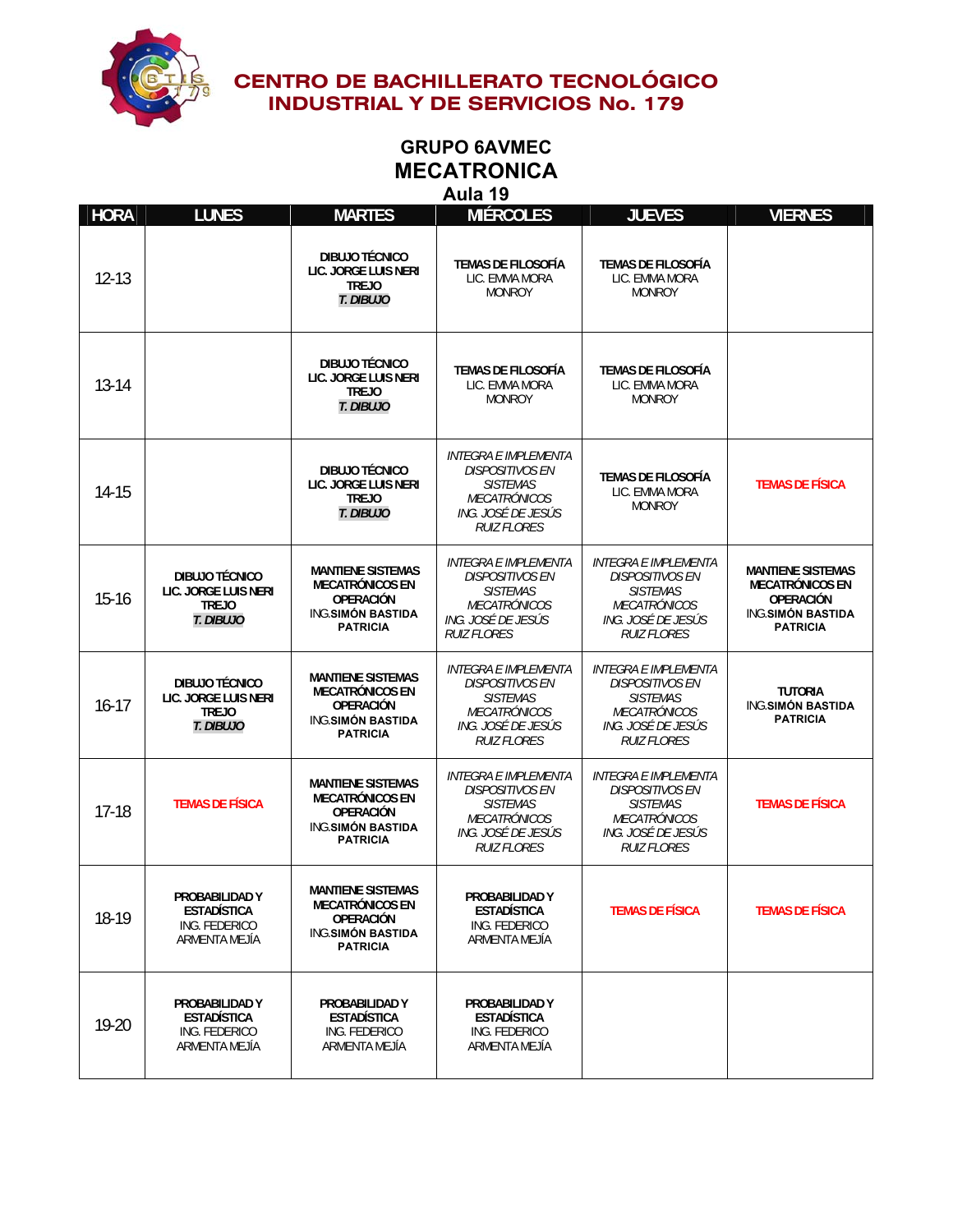## CENTRO DE BACHILLERATO TECNOLÓGICO INDUSTRIAL Y DE SERVICIOS No. 179

### GRUPO 6AVMEC
### MECATRONICA
### Aula 19

| HORA | LUNES | MARTES | MIÉRCOLES | JUEVES | VIERNES |
|---|---|---|---|---|---|
| 12-13 | | **DIBUJO TÉCNICO LIC. JORGE LUIS NERI TREJO** ***T. DIBUJO*** | **TEMAS DE FILOSOFÍA** LIC. EMMA MORA MONROY | **TEMAS DE FILOSOFÍA** LIC. EMMA MORA MONROY | |
| 13-14 | | **DIBUJO TÉCNICO LIC. JORGE LUIS NERI TREJO** ***T. DIBUJO*** | **TEMAS DE FILOSOFÍA** LIC. EMMA MORA MONROY | **TEMAS DE FILOSOFÍA** LIC. EMMA MORA MONROY | |
| 14-15 | | **DIBUJO TÉCNICO LIC. JORGE LUIS NERI TREJO** ***T. DIBUJO*** | *INTEGRA E IMPLEMENTA DISPOSITIVOS EN SISTEMAS MECATRÓNICOS ING. JOSÉ DE JESÚS RUIZ FLORES* | **TEMAS DE FILOSOFÍA** LIC. EMMA MORA MONROY | **TEMAS DE FÍSICA** |
| 15-16 | **DIBUJO TÉCNICO LIC. JORGE LUIS NERI TREJO** ***T. DIBUJO*** | **MANTIENE SISTEMAS MECATRÓNICOS EN OPERACIÓN** ING.**SIMÓN BASTIDA PATRICIA** | *INTEGRA E IMPLEMENTA DISPOSITIVOS EN SISTEMAS MECATRÓNICOS ING. JOSÉ DE JESÚS RUIZ FLORES* | *INTEGRA E IMPLEMENTA DISPOSITIVOS EN SISTEMAS MECATRÓNICOS ING. JOSÉ DE JESÚS RUIZ FLORES* | **MANTIENE SISTEMAS MECATRÓNICOS EN OPERACIÓN** ING.**SIMÓN BASTIDA PATRICIA** |
| 16-17 | **DIBUJO TÉCNICO LIC. JORGE LUIS NERI TREJO** ***T. DIBUJO*** | **MANTIENE SISTEMAS MECATRÓNICOS EN OPERACIÓN** ING.**SIMÓN BASTIDA PATRICIA** | *INTEGRA E IMPLEMENTA DISPOSITIVOS EN SISTEMAS MECATRÓNICOS ING. JOSÉ DE JESÚS RUIZ FLORES* | *INTEGRA E IMPLEMENTA DISPOSITIVOS EN SISTEMAS MECATRÓNICOS ING. JOSÉ DE JESÚS RUIZ FLORES* | **TUTORIA** ING.**SIMÓN BASTIDA PATRICIA** |
| 17-18 | **TEMAS DE FÍSICA** | **MANTIENE SISTEMAS MECATRÓNICOS EN OPERACIÓN** ING.**SIMÓN BASTIDA PATRICIA** | *INTEGRA E IMPLEMENTA DISPOSITIVOS EN SISTEMAS MECATRÓNICOS ING. JOSÉ DE JESÚS RUIZ FLORES* | *INTEGRA E IMPLEMENTA DISPOSITIVOS EN SISTEMAS MECATRÓNICOS ING. JOSÉ DE JESÚS RUIZ FLORES* | **TEMAS DE FÍSICA** |
| 18-19 | **PROBABILIDAD Y ESTADÍSTICA** ING. FEDERICO ARMENTA MEJÍA | **MANTIENE SISTEMAS MECATRÓNICOS EN OPERACIÓN** ING.**SIMÓN BASTIDA PATRICIA** | **PROBABILIDAD Y ESTADÍSTICA** ING. FEDERICO ARMENTA MEJÍA | **TEMAS DE FÍSICA** | **TEMAS DE FÍSICA** |
| 19-20 | **PROBABILIDAD Y ESTADÍSTICA** ING. FEDERICO ARMENTA MEJÍA | **PROBABILIDAD Y ESTADÍSTICA** ING. FEDERICO ARMENTA MEJÍA | **PROBABILIDAD Y ESTADÍSTICA** ING. FEDERICO ARMENTA MEJÍA | | |